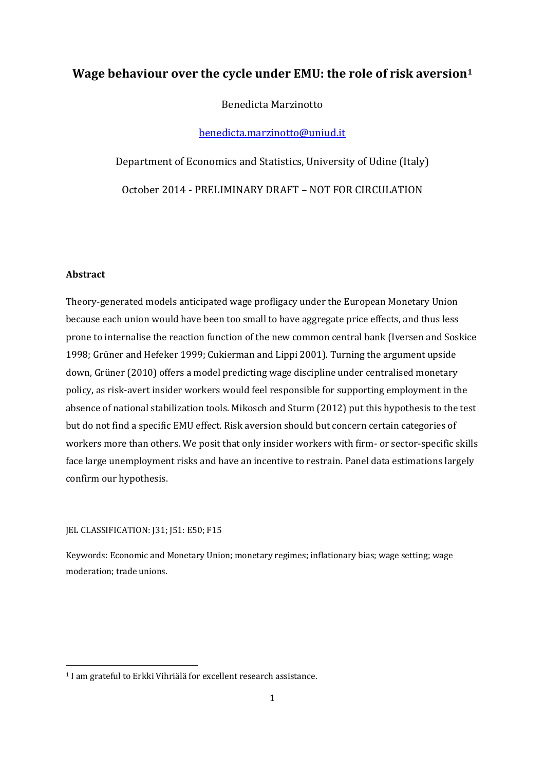# Wage behaviour over the cycle under EMU: the role of risk aversion[1]

Benedicta Marzinotto

benedicta.marzinotto@uniud.it

Department of Economics and Statistics, University of Udine (Italy)

October 2014 - PRELIMINARY DRAFT – NOT FOR CIRCULATION

## Abstract

Theory-generated models anticipated wage profligacy under the European Monetary Union because each union would have been too small to have aggregate price effects, and thus less prone to internalise the reaction function of the new common central bank (Iversen and Soskice 1998; Grüner and Hefeker 1999; Cukierman and Lippi 2001). Turning the argument upside down, Grüner (2010) offers a model predicting wage discipline under centralised monetary policy, as risk-avert insider workers would feel responsible for supporting employment in the absence of national stabilization tools. Mikosch and Sturm (2012) put this hypothesis to the test but do not find a specific EMU effect. Risk aversion should but concern certain categories of workers more than others. We posit that only insider workers with firm- or sector-specific skills face large unemployment risks and have an incentive to restrain. Panel data estimations largely confirm our hypothesis.

JEL CLASSIFICATION: J31; J51: E50; F15

Keywords: Economic and Monetary Union; monetary regimes; inflationary bias; wage setting; wage moderation; trade unions.

[1] I am grateful to Erkki Vihriälä for excellent research assistance.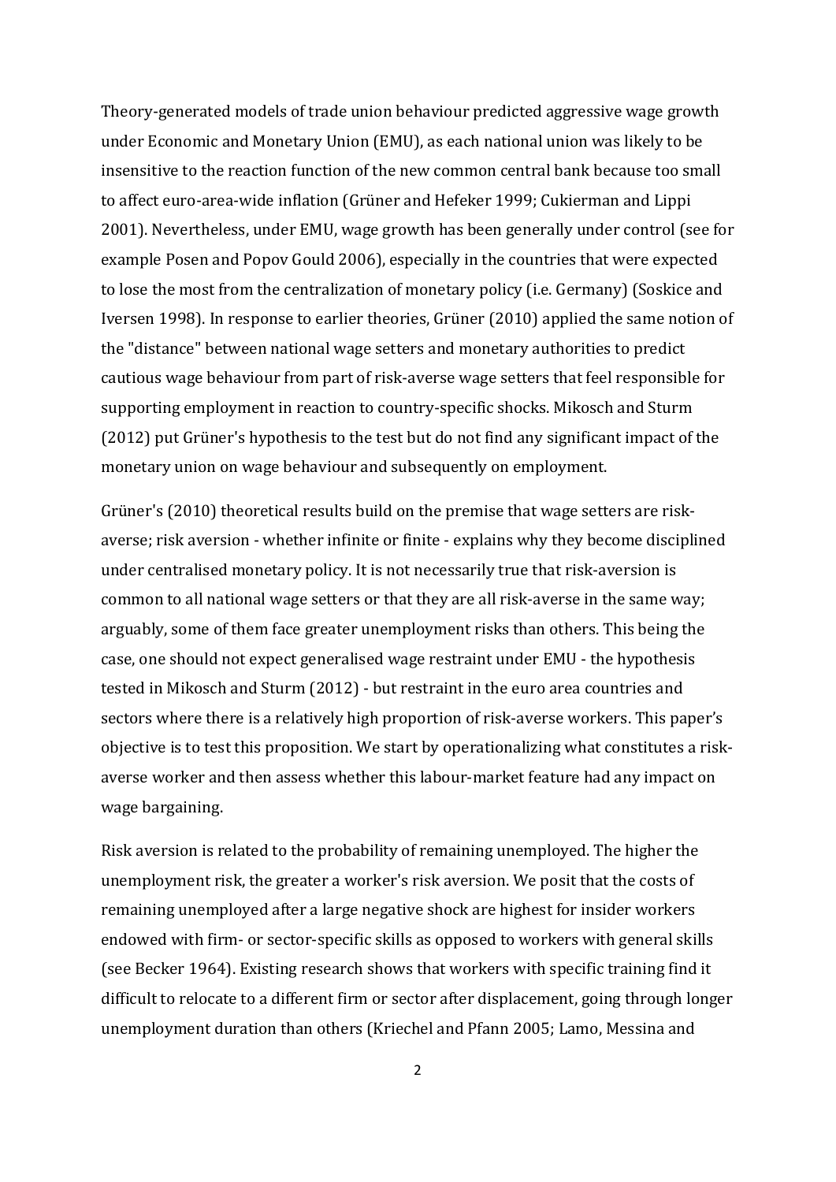Theory-generated models of trade union behaviour predicted aggressive wage growth under Economic and Monetary Union (EMU), as each national union was likely to be insensitive to the reaction function of the new common central bank because too small to affect euro-area-wide inflation (Grüner and Hefeker 1999; Cukierman and Lippi 2001). Nevertheless, under EMU, wage growth has been generally under control (see for example Posen and Popov Gould 2006), especially in the countries that were expected to lose the most from the centralization of monetary policy (i.e. Germany) (Soskice and Iversen 1998). In response to earlier theories, Grüner (2010) applied the same notion of the "distance" between national wage setters and monetary authorities to predict cautious wage behaviour from part of risk-averse wage setters that feel responsible for supporting employment in reaction to country-specific shocks. Mikosch and Sturm (2012) put Grüner's hypothesis to the test but do not find any significant impact of the monetary union on wage behaviour and subsequently on employment.

Grüner's (2010) theoretical results build on the premise that wage setters are risk-averse; risk aversion - whether infinite or finite - explains why they become disciplined under centralised monetary policy. It is not necessarily true that risk-aversion is common to all national wage setters or that they are all risk-averse in the same way; arguably, some of them face greater unemployment risks than others. This being the case, one should not expect generalised wage restraint under EMU - the hypothesis tested in Mikosch and Sturm (2012) - but restraint in the euro area countries and sectors where there is a relatively high proportion of risk-averse workers. This paper's objective is to test this proposition. We start by operationalizing what constitutes a risk-averse worker and then assess whether this labour-market feature had any impact on wage bargaining.

Risk aversion is related to the probability of remaining unemployed. The higher the unemployment risk, the greater a worker's risk aversion. We posit that the costs of remaining unemployed after a large negative shock are highest for insider workers endowed with firm- or sector-specific skills as opposed to workers with general skills (see Becker 1964). Existing research shows that workers with specific training find it difficult to relocate to a different firm or sector after displacement, going through longer unemployment duration than others (Kriechel and Pfann 2005; Lamo, Messina and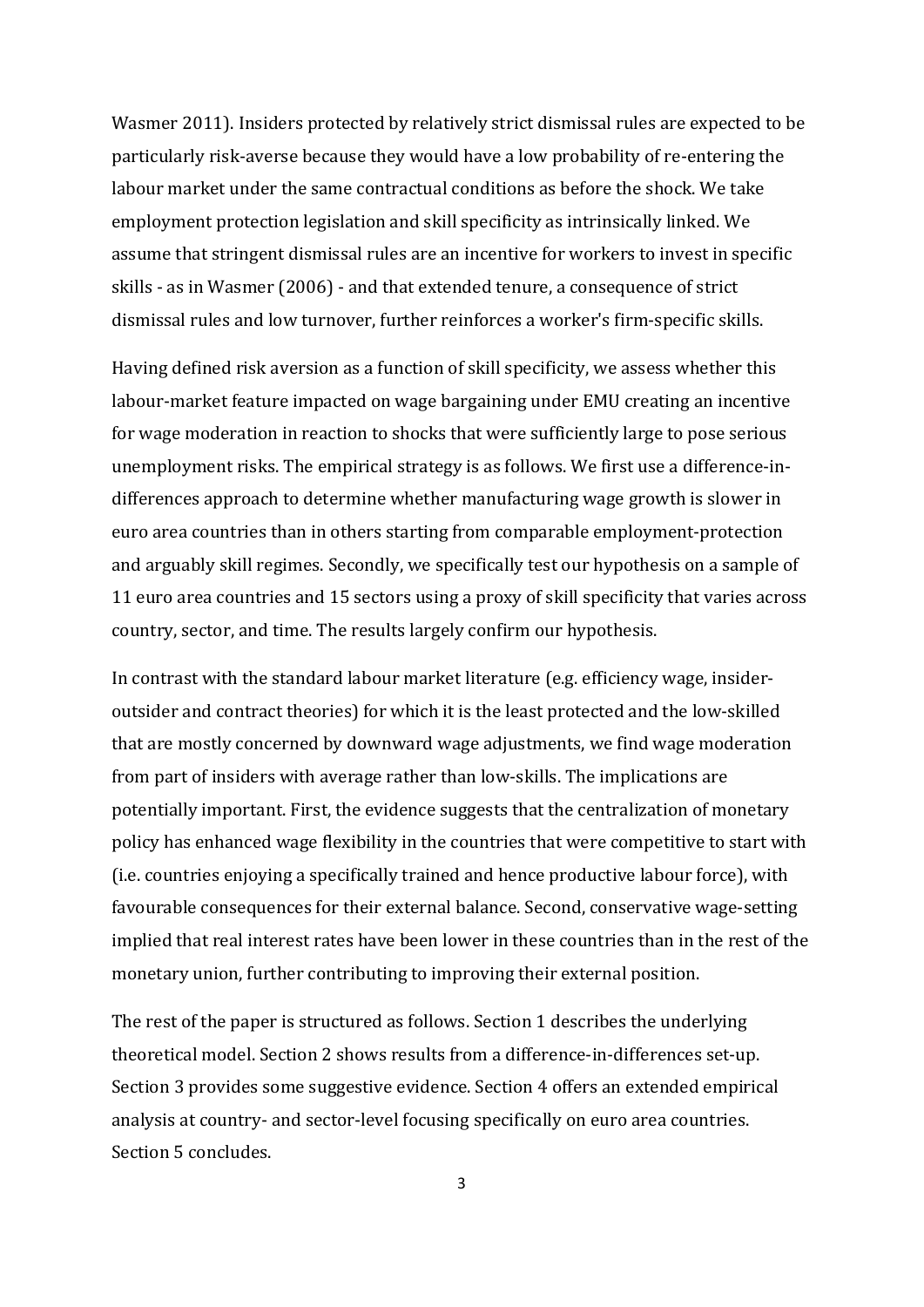Wasmer 2011). Insiders protected by relatively strict dismissal rules are expected to be particularly risk-averse because they would have a low probability of re-entering the labour market under the same contractual conditions as before the shock. We take employment protection legislation and skill specificity as intrinsically linked. We assume that stringent dismissal rules are an incentive for workers to invest in specific skills - as in Wasmer (2006) - and that extended tenure, a consequence of strict dismissal rules and low turnover, further reinforces a worker's firm-specific skills.

Having defined risk aversion as a function of skill specificity, we assess whether this labour-market feature impacted on wage bargaining under EMU creating an incentive for wage moderation in reaction to shocks that were sufficiently large to pose serious unemployment risks. The empirical strategy is as follows. We first use a difference-in-differences approach to determine whether manufacturing wage growth is slower in euro area countries than in others starting from comparable employment-protection and arguably skill regimes. Secondly, we specifically test our hypothesis on a sample of 11 euro area countries and 15 sectors using a proxy of skill specificity that varies across country, sector, and time. The results largely confirm our hypothesis.

In contrast with the standard labour market literature (e.g. efficiency wage, insider-outsider and contract theories) for which it is the least protected and the low-skilled that are mostly concerned by downward wage adjustments, we find wage moderation from part of insiders with average rather than low-skills. The implications are potentially important. First, the evidence suggests that the centralization of monetary policy has enhanced wage flexibility in the countries that were competitive to start with (i.e. countries enjoying a specifically trained and hence productive labour force), with favourable consequences for their external balance. Second, conservative wage-setting implied that real interest rates have been lower in these countries than in the rest of the monetary union, further contributing to improving their external position.

The rest of the paper is structured as follows. Section 1 describes the underlying theoretical model. Section 2 shows results from a difference-in-differences set-up. Section 3 provides some suggestive evidence. Section 4 offers an extended empirical analysis at country- and sector-level focusing specifically on euro area countries. Section 5 concludes.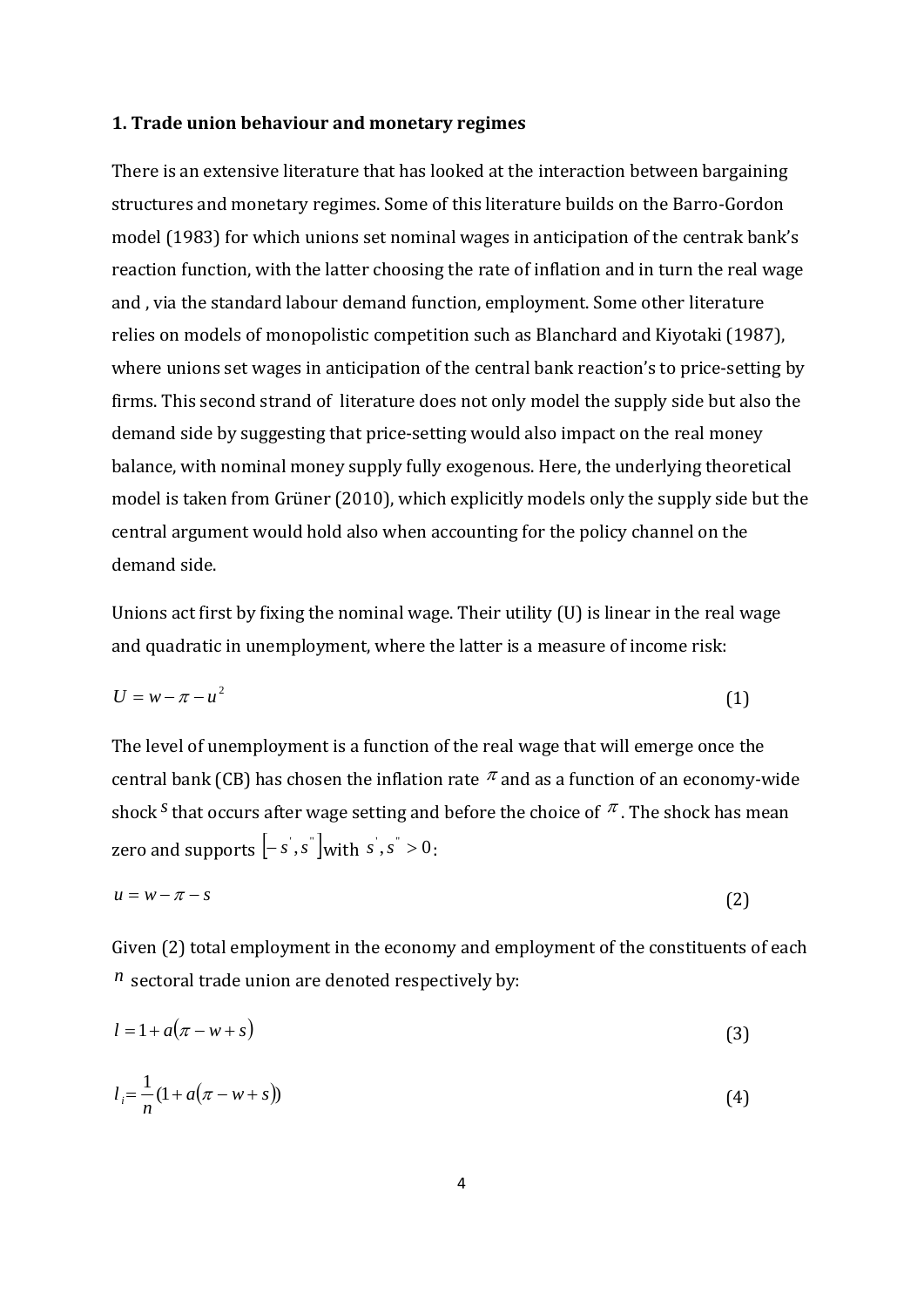### 1. Trade union behaviour and monetary regimes

There is an extensive literature that has looked at the interaction between bargaining structures and monetary regimes. Some of this literature builds on the Barro-Gordon model (1983) for which unions set nominal wages in anticipation of the centrak bank's reaction function, with the latter choosing the rate of inflation and in turn the real wage and , via the standard labour demand function, employment. Some other literature relies on models of monopolistic competition such as Blanchard and Kiyotaki (1987), where unions set wages in anticipation of the central bank reaction's to price-setting by firms. This second strand of literature does not only model the supply side but also the demand side by suggesting that price-setting would also impact on the real money balance, with nominal money supply fully exogenous. Here, the underlying theoretical model is taken from Grüner (2010), which explicitly models only the supply side but the central argument would hold also when accounting for the policy channel on the demand side.

Unions act first by fixing the nominal wage. Their utility (U) is linear in the real wage and quadratic in unemployment, where the latter is a measure of income risk:

$$U = w - \pi - u^2 \tag{1}$$

The level of unemployment is a function of the real wage that will emerge once the central bank (CB) has chosen the inflation rate $\pi$ and as a function of an economy-wide shock $s$ that occurs after wage setting and before the choice of $\pi$. The shock has mean zero and supports $[-s', s'']$ with $s', s'' > 0$:

$$u = w - \pi - s \tag{2}$$

Given (2) total employment in the economy and employment of the constituents of each $n$ sectoral trade union are denoted respectively by:

$$l = 1 + a(\pi - w + s) \tag{3}$$

$$l_i = \frac{1}{n}(1 + a(\pi - w + s)) \tag{4}$$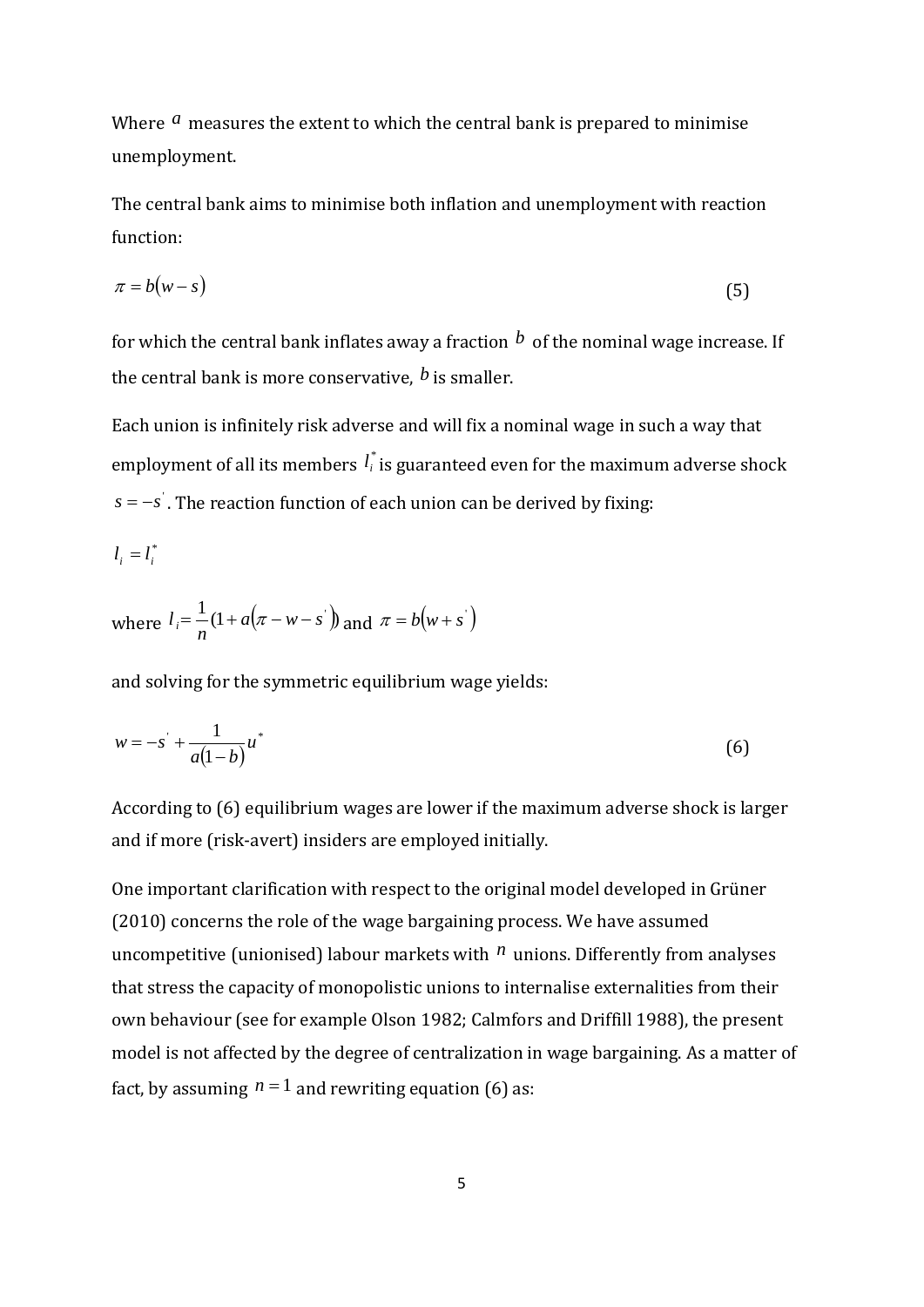Where $a$ measures the extent to which the central bank is prepared to minimise unemployment.

The central bank aims to minimise both inflation and unemployment with reaction function:

$$\pi = b(w - s) \tag{5}$$

for which the central bank inflates away a fraction $b$ of the nominal wage increase. If the central bank is more conservative, $b$ is smaller.

Each union is infinitely risk adverse and will fix a nominal wage in such a way that employment of all its members $l_i^*$ is guaranteed even for the maximum adverse shock $s = -s^{'}$. The reaction function of each union can be derived by fixing:

$$l_i = l_i^*$$

where $l_i = \frac{1}{n}(1 + a(\pi - w - s^{'}))$ and $\pi = b(w + s^{'})$

and solving for the symmetric equilibrium wage yields:

$$w = -s^{'} + \frac{1}{a(1-b)}u^* \tag{6}$$

According to (6) equilibrium wages are lower if the maximum adverse shock is larger and if more (risk-avert) insiders are employed initially.

One important clarification with respect to the original model developed in Grüner (2010) concerns the role of the wage bargaining process. We have assumed uncompetitive (unionised) labour markets with $n$ unions. Differently from analyses that stress the capacity of monopolistic unions to internalise externalities from their own behaviour (see for example Olson 1982; Calmfors and Driffill 1988), the present model is not affected by the degree of centralization in wage bargaining. As a matter of fact, by assuming $n = 1$ and rewriting equation (6) as: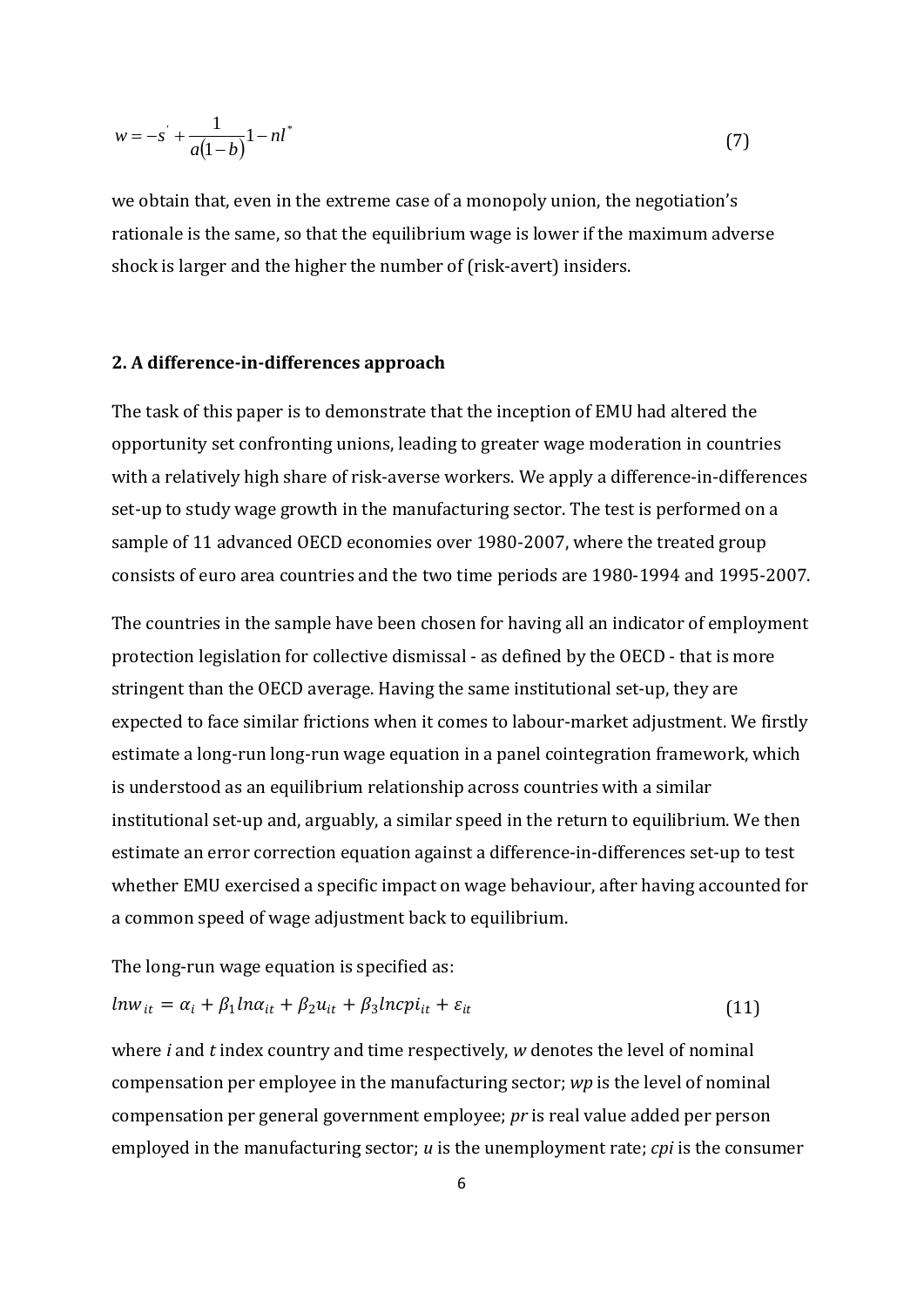$$w = -s^{'} + \frac{1}{a(1-b)} 1 - nl^{*} \tag{7}$$

we obtain that, even in the extreme case of a monopoly union, the negotiation's rationale is the same, so that the equilibrium wage is lower if the maximum adverse shock is larger and the higher the number of (risk-avert) insiders.

## 2. A difference-in-differences approach

The task of this paper is to demonstrate that the inception of EMU had altered the opportunity set confronting unions, leading to greater wage moderation in countries with a relatively high share of risk-averse workers. We apply a difference-in-differences set-up to study wage growth in the manufacturing sector. The test is performed on a sample of 11 advanced OECD economies over 1980-2007, where the treated group consists of euro area countries and the two time periods are 1980-1994 and 1995-2007.

The countries in the sample have been chosen for having all an indicator of employment protection legislation for collective dismissal - as defined by the OECD - that is more stringent than the OECD average. Having the same institutional set-up, they are expected to face similar frictions when it comes to labour-market adjustment. We firstly estimate a long-run long-run wage equation in a panel cointegration framework, which is understood as an equilibrium relationship across countries with a similar institutional set-up and, arguably, a similar speed in the return to equilibrium. We then estimate an error correction equation against a difference-in-differences set-up to test whether EMU exercised a specific impact on wage behaviour, after having accounted for a common speed of wage adjustment back to equilibrium.

The long-run wage equation is specified as:

$$lnw_{it} = \alpha_i + \beta_1 ln\alpha_{it} + \beta_2 u_{it} + \beta_3 lncpi_{it} + \varepsilon_{it} \tag{11}$$

where *i* and *t* index country and time respectively, *w* denotes the level of nominal compensation per employee in the manufacturing sector; *wp* is the level of nominal compensation per general government employee; *pr* is real value added per person employed in the manufacturing sector; *u* is the unemployment rate; *cpi* is the consumer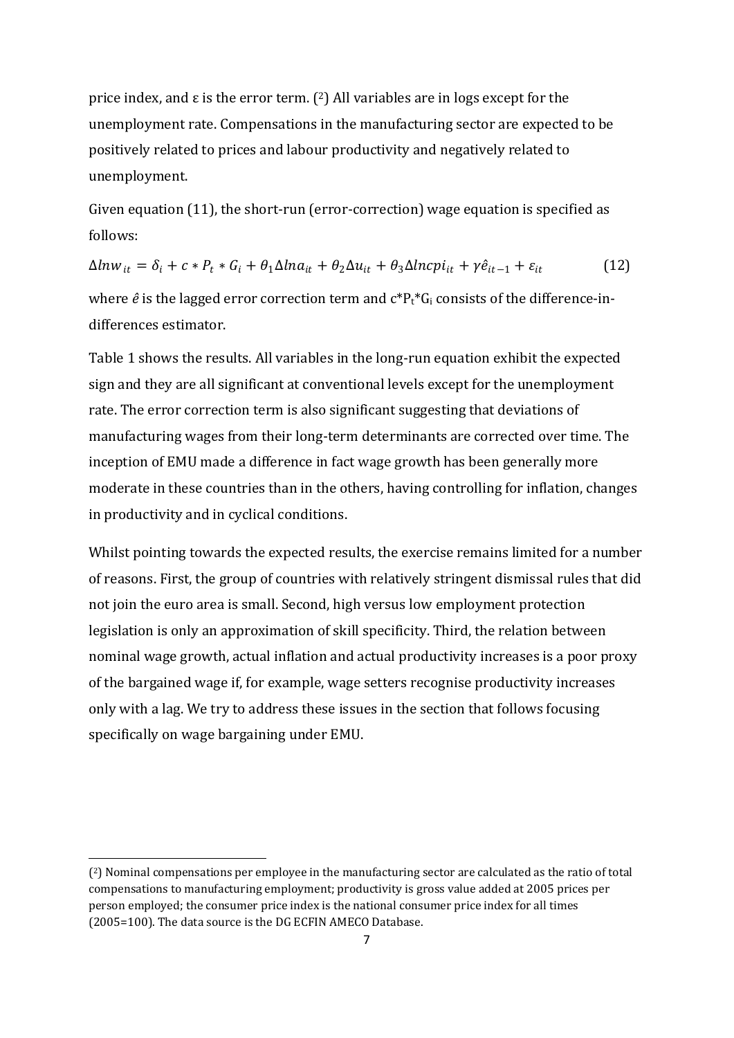price index, and ε is the error term. [2] All variables are in logs except for the unemployment rate. Compensations in the manufacturing sector are expected to be positively related to prices and labour productivity and negatively related to unemployment.

Given equation (11), the short-run (error-correction) wage equation is specified as follows:

$$\Delta lnw_{it} = \delta_i + c * P_t * G_i + \theta_1 \Delta lna_{it} + \theta_2 \Delta u_{it} + \theta_3 \Delta lncpi_{it} + \gamma \hat{e}_{it-1} + \varepsilon_{it} \tag{12}$$

where $\hat{e}$ is the lagged error correction term and $c^*P_t^*G_i$ consists of the difference-in-differences estimator.

Table 1 shows the results. All variables in the long-run equation exhibit the expected sign and they are all significant at conventional levels except for the unemployment rate. The error correction term is also significant suggesting that deviations of manufacturing wages from their long-term determinants are corrected over time. The inception of EMU made a difference in fact wage growth has been generally more moderate in these countries than in the others, having controlling for inflation, changes in productivity and in cyclical conditions.

Whilst pointing towards the expected results, the exercise remains limited for a number of reasons. First, the group of countries with relatively stringent dismissal rules that did not join the euro area is small. Second, high versus low employment protection legislation is only an approximation of skill specificity. Third, the relation between nominal wage growth, actual inflation and actual productivity increases is a poor proxy of the bargained wage if, for example, wage setters recognise productivity increases only with a lag. We try to address these issues in the section that follows focusing specifically on wage bargaining under EMU.

---

[2] Nominal compensations per employee in the manufacturing sector are calculated as the ratio of total compensations to manufacturing employment; productivity is gross value added at 2005 prices per person employed; the consumer price index is the national consumer price index for all times (2005=100). The data source is the DG ECFIN AMECO Database.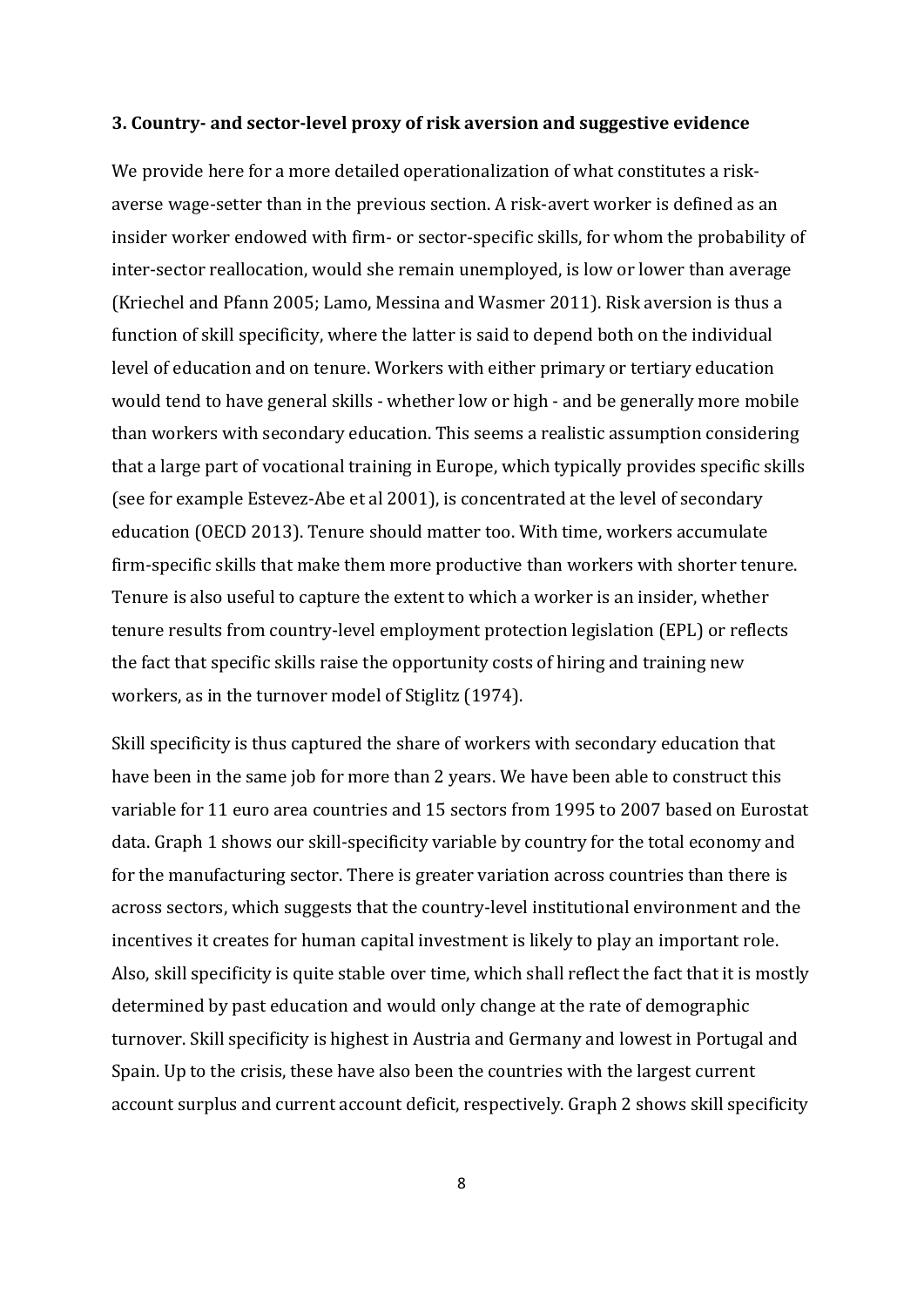### 3. Country- and sector-level proxy of risk aversion and suggestive evidence

We provide here for a more detailed operationalization of what constitutes a risk-averse wage-setter than in the previous section. A risk-avert worker is defined as an insider worker endowed with firm- or sector-specific skills, for whom the probability of inter-sector reallocation, would she remain unemployed, is low or lower than average (Kriechel and Pfann 2005; Lamo, Messina and Wasmer 2011). Risk aversion is thus a function of skill specificity, where the latter is said to depend both on the individual level of education and on tenure. Workers with either primary or tertiary education would tend to have general skills - whether low or high - and be generally more mobile than workers with secondary education. This seems a realistic assumption considering that a large part of vocational training in Europe, which typically provides specific skills (see for example Estevez-Abe et al 2001), is concentrated at the level of secondary education (OECD 2013). Tenure should matter too. With time, workers accumulate firm-specific skills that make them more productive than workers with shorter tenure. Tenure is also useful to capture the extent to which a worker is an insider, whether tenure results from country-level employment protection legislation (EPL) or reflects the fact that specific skills raise the opportunity costs of hiring and training new workers, as in the turnover model of Stiglitz (1974).

Skill specificity is thus captured the share of workers with secondary education that have been in the same job for more than 2 years. We have been able to construct this variable for 11 euro area countries and 15 sectors from 1995 to 2007 based on Eurostat data. Graph 1 shows our skill-specificity variable by country for the total economy and for the manufacturing sector. There is greater variation across countries than there is across sectors, which suggests that the country-level institutional environment and the incentives it creates for human capital investment is likely to play an important role. Also, skill specificity is quite stable over time, which shall reflect the fact that it is mostly determined by past education and would only change at the rate of demographic turnover. Skill specificity is highest in Austria and Germany and lowest in Portugal and Spain. Up to the crisis, these have also been the countries with the largest current account surplus and current account deficit, respectively. Graph 2 shows skill specificity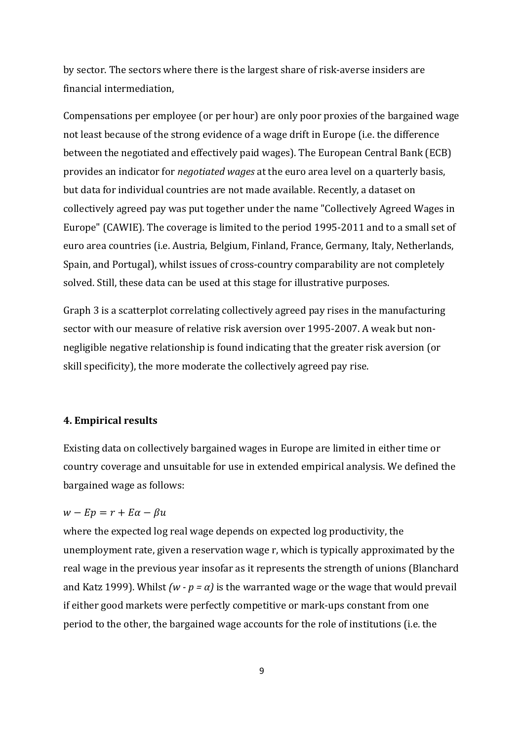by sector. The sectors where there is the largest share of risk-averse insiders are financial intermediation,

Compensations per employee (or per hour) are only poor proxies of the bargained wage not least because of the strong evidence of a wage drift in Europe (i.e. the difference between the negotiated and effectively paid wages). The European Central Bank (ECB) provides an indicator for *negotiated wages* at the euro area level on a quarterly basis, but data for individual countries are not made available. Recently, a dataset on collectively agreed pay was put together under the name "Collectively Agreed Wages in Europe" (CAWIE). The coverage is limited to the period 1995-2011 and to a small set of euro area countries (i.e. Austria, Belgium, Finland, France, Germany, Italy, Netherlands, Spain, and Portugal), whilst issues of cross-country comparability are not completely solved. Still, these data can be used at this stage for illustrative purposes.

Graph 3 is a scatterplot correlating collectively agreed pay rises in the manufacturing sector with our measure of relative risk aversion over 1995-2007. A weak but non-negligible negative relationship is found indicating that the greater risk aversion (or skill specificity), the more moderate the collectively agreed pay rise.

## 4. Empirical results

Existing data on collectively bargained wages in Europe are limited in either time or country coverage and unsuitable for use in extended empirical analysis. We defined the bargained wage as follows:

$$w - Ep = r + E\alpha - \beta u$$

where the expected log real wage depends on expected log productivity, the unemployment rate, given a reservation wage r, which is typically approximated by the real wage in the previous year insofar as it represents the strength of unions (Blanchard and Katz 1999). Whilst $(w - p = \alpha)$ is the warranted wage or the wage that would prevail if either good markets were perfectly competitive or mark-ups constant from one period to the other, the bargained wage accounts for the role of institutions (i.e. the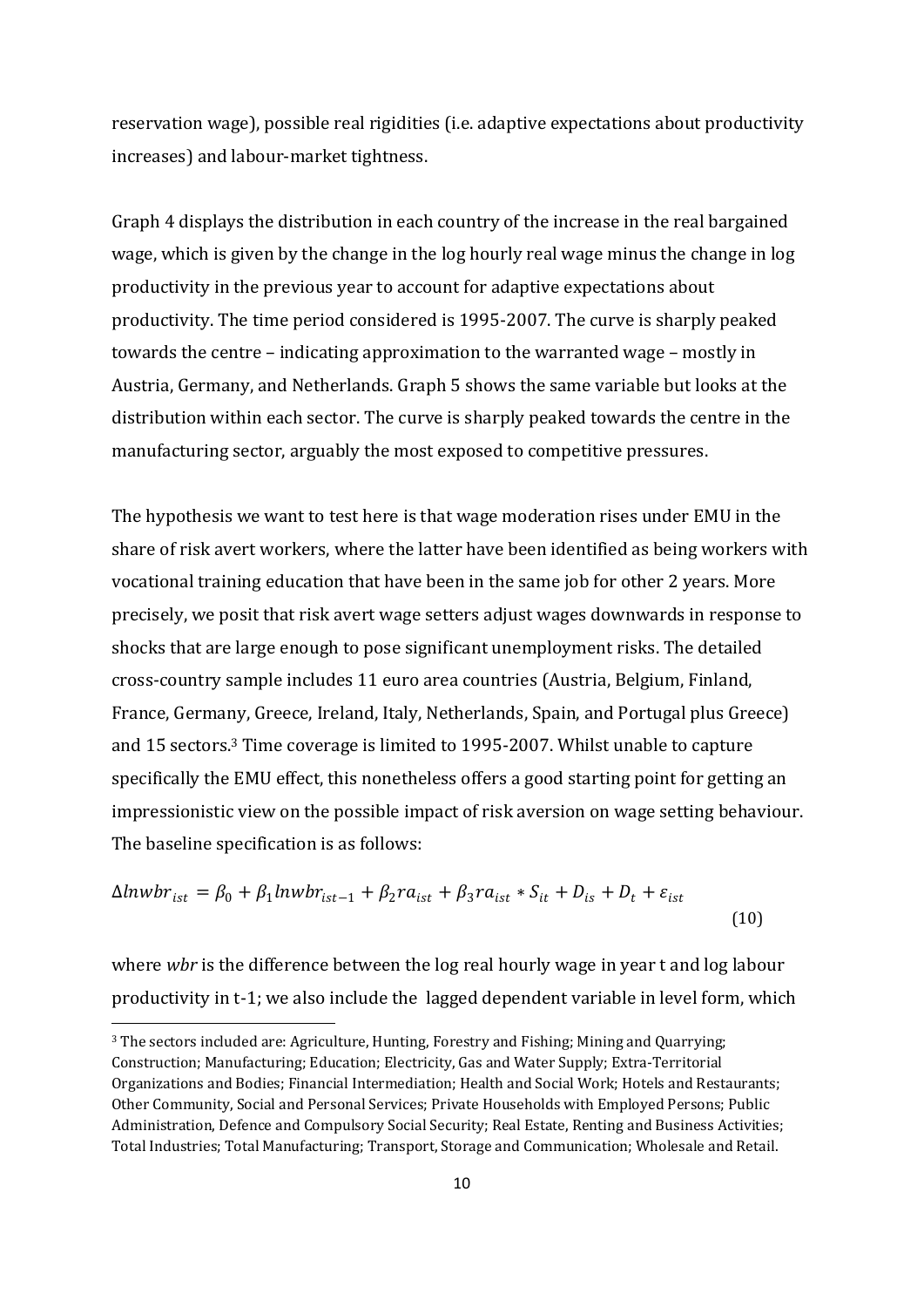reservation wage), possible real rigidities (i.e. adaptive expectations about productivity increases) and labour-market tightness.

Graph 4 displays the distribution in each country of the increase in the real bargained wage, which is given by the change in the log hourly real wage minus the change in log productivity in the previous year to account for adaptive expectations about productivity. The time period considered is 1995-2007. The curve is sharply peaked towards the centre – indicating approximation to the warranted wage – mostly in Austria, Germany, and Netherlands. Graph 5 shows the same variable but looks at the distribution within each sector. The curve is sharply peaked towards the centre in the manufacturing sector, arguably the most exposed to competitive pressures.

The hypothesis we want to test here is that wage moderation rises under EMU in the share of risk avert workers, where the latter have been identified as being workers with vocational training education that have been in the same job for other 2 years. More precisely, we posit that risk avert wage setters adjust wages downwards in response to shocks that are large enough to pose significant unemployment risks. The detailed cross-country sample includes 11 euro area countries (Austria, Belgium, Finland, France, Germany, Greece, Ireland, Italy, Netherlands, Spain, and Portugal plus Greece) and 15 sectors.[3] Time coverage is limited to 1995-2007. Whilst unable to capture specifically the EMU effect, this nonetheless offers a good starting point for getting an impressionistic view on the possible impact of risk aversion on wage setting behaviour. The baseline specification is as follows:

$$\Delta lnwbr_{ist} = \beta_0 + \beta_1 lnwbr_{ist-1} + \beta_2 ra_{ist} + \beta_3 ra_{ist} * S_{it} + D_{is} + D_t + \varepsilon_{ist} \tag{10}$$

where *wbr* is the difference between the log real hourly wage in year t and log labour productivity in t-1; we also include the lagged dependent variable in level form, which

[3] The sectors included are: Agriculture, Hunting, Forestry and Fishing; Mining and Quarrying; Construction; Manufacturing; Education; Electricity, Gas and Water Supply; Extra-Territorial Organizations and Bodies; Financial Intermediation; Health and Social Work; Hotels and Restaurants; Other Community, Social and Personal Services; Private Households with Employed Persons; Public Administration, Defence and Compulsory Social Security; Real Estate, Renting and Business Activities; Total Industries; Total Manufacturing; Transport, Storage and Communication; Wholesale and Retail.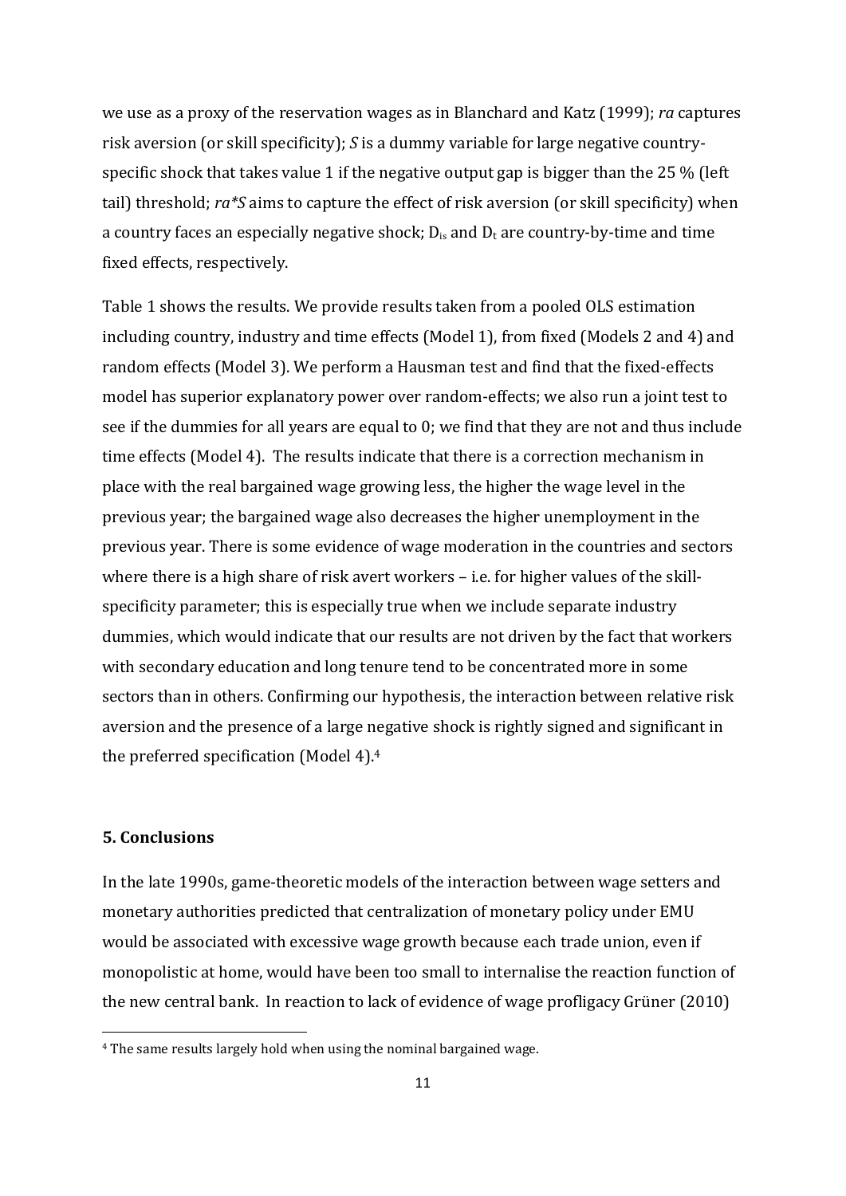we use as a proxy of the reservation wages as in Blanchard and Katz (1999); *ra* captures risk aversion (or skill specificity); *S* is a dummy variable for large negative country-specific shock that takes value 1 if the negative output gap is bigger than the 25 % (left tail) threshold; *ra*S* aims to capture the effect of risk aversion (or skill specificity) when a country faces an especially negative shock; $D_{is}$ and $D_t$ are country-by-time and time fixed effects, respectively.

Table 1 shows the results. We provide results taken from a pooled OLS estimation including country, industry and time effects (Model 1), from fixed (Models 2 and 4) and random effects (Model 3). We perform a Hausman test and find that the fixed-effects model has superior explanatory power over random-effects; we also run a joint test to see if the dummies for all years are equal to 0; we find that they are not and thus include time effects (Model 4). The results indicate that there is a correction mechanism in place with the real bargained wage growing less, the higher the wage level in the previous year; the bargained wage also decreases the higher unemployment in the previous year. There is some evidence of wage moderation in the countries and sectors where there is a high share of risk avert workers – i.e. for higher values of the skill-specificity parameter; this is especially true when we include separate industry dummies, which would indicate that our results are not driven by the fact that workers with secondary education and long tenure tend to be concentrated more in some sectors than in others. Confirming our hypothesis, the interaction between relative risk aversion and the presence of a large negative shock is rightly signed and significant in the preferred specification (Model 4).[4]

## 5. Conclusions

In the late 1990s, game-theoretic models of the interaction between wage setters and monetary authorities predicted that centralization of monetary policy under EMU would be associated with excessive wage growth because each trade union, even if monopolistic at home, would have been too small to internalise the reaction function of the new central bank. In reaction to lack of evidence of wage profligacy Grüner (2010)

[4] The same results largely hold when using the nominal bargained wage.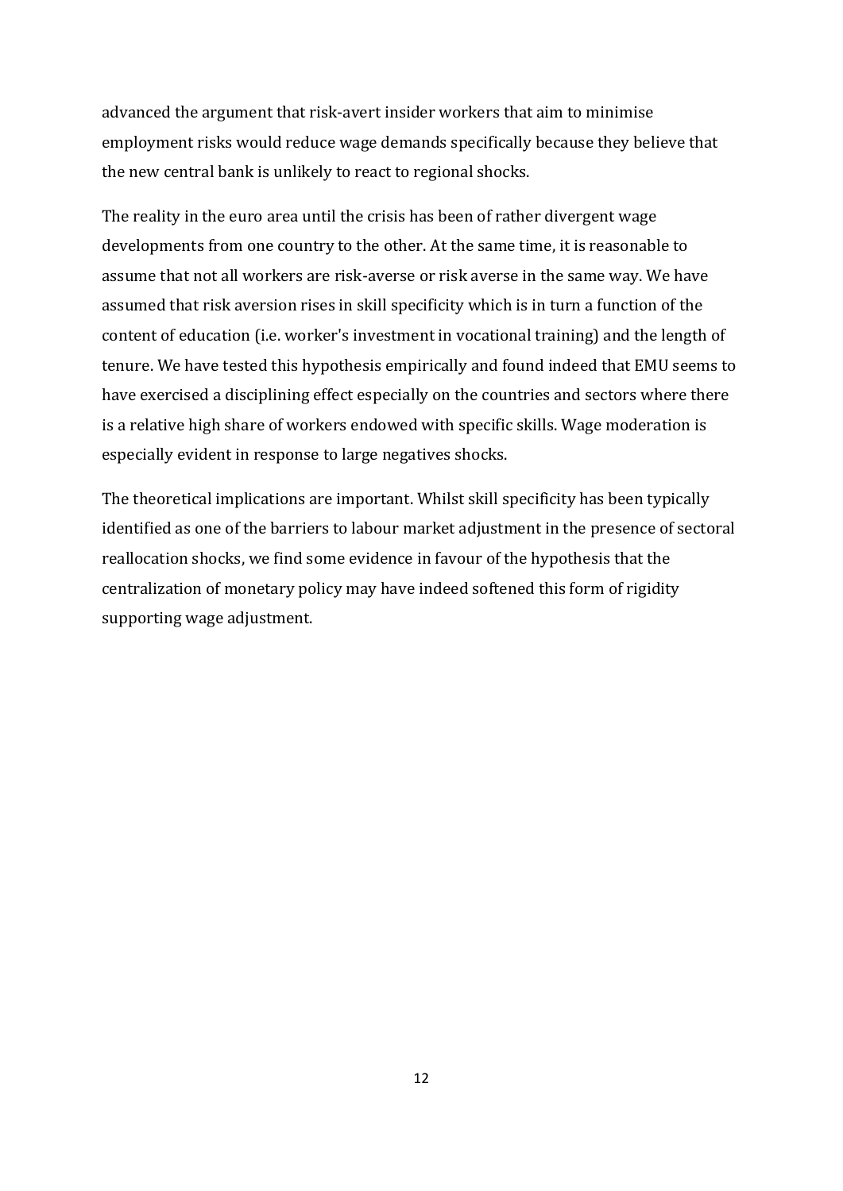advanced the argument that risk-avert insider workers that aim to minimise employment risks would reduce wage demands specifically because they believe that the new central bank is unlikely to react to regional shocks.

The reality in the euro area until the crisis has been of rather divergent wage developments from one country to the other. At the same time, it is reasonable to assume that not all workers are risk-averse or risk averse in the same way. We have assumed that risk aversion rises in skill specificity which is in turn a function of the content of education (i.e. worker's investment in vocational training) and the length of tenure. We have tested this hypothesis empirically and found indeed that EMU seems to have exercised a disciplining effect especially on the countries and sectors where there is a relative high share of workers endowed with specific skills. Wage moderation is especially evident in response to large negatives shocks.

The theoretical implications are important. Whilst skill specificity has been typically identified as one of the barriers to labour market adjustment in the presence of sectoral reallocation shocks, we find some evidence in favour of the hypothesis that the centralization of monetary policy may have indeed softened this form of rigidity supporting wage adjustment.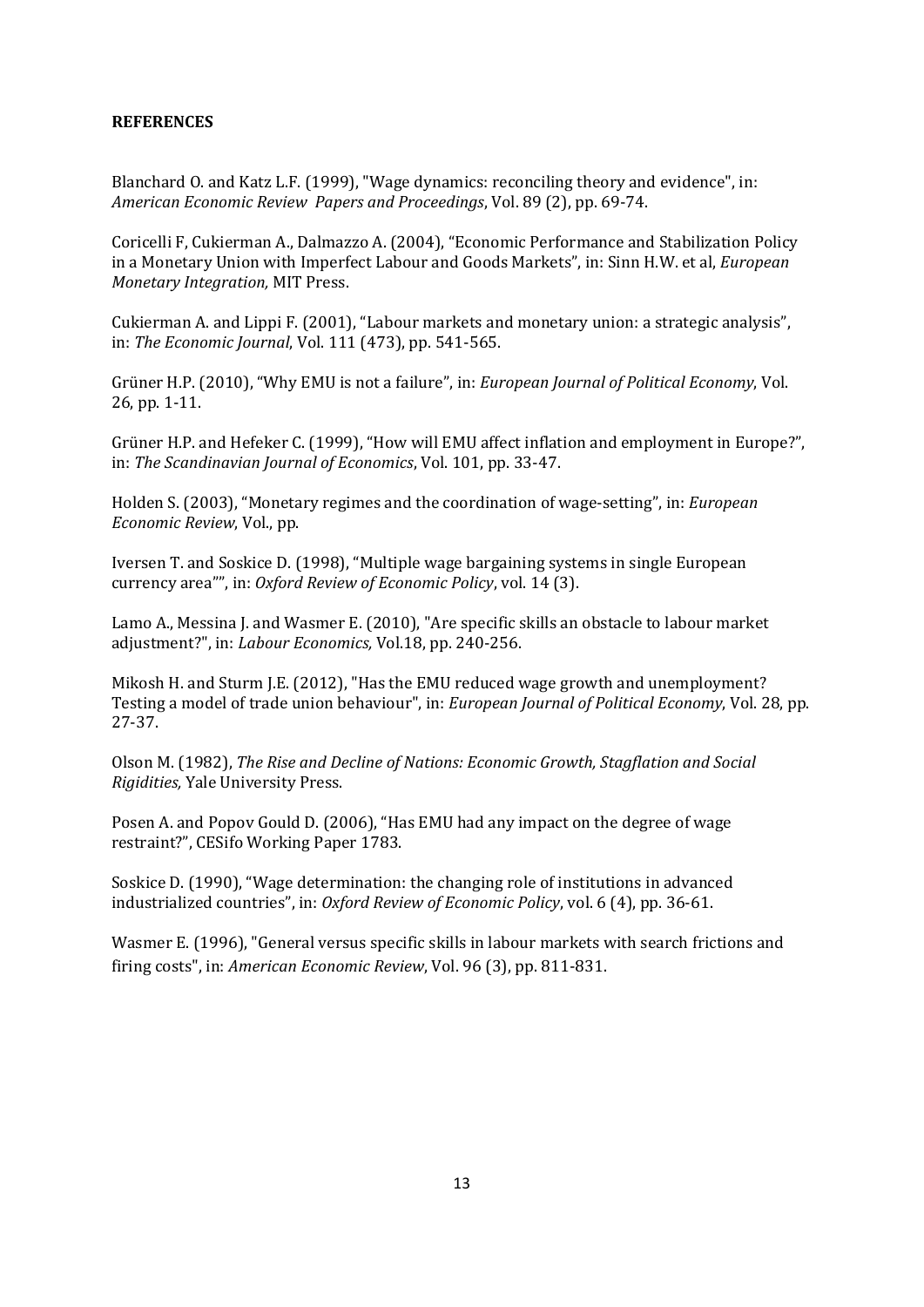**REFERENCES**

Blanchard O. and Katz L.F. (1999), "Wage dynamics: reconciling theory and evidence", in: *American Economic Review Papers and Proceedings*, Vol. 89 (2), pp. 69-74.

Coricelli F, Cukierman A., Dalmazzo A. (2004), "Economic Performance and Stabilization Policy in a Monetary Union with Imperfect Labour and Goods Markets", in: Sinn H.W. et al, *European Monetary Integration,* MIT Press.

Cukierman A. and Lippi F. (2001), "Labour markets and monetary union: a strategic analysis", in: *The Economic Journal*, Vol. 111 (473), pp. 541-565.

Grüner H.P. (2010), "Why EMU is not a failure", in: *European Journal of Political Economy*, Vol. 26, pp. 1-11.

Grüner H.P. and Hefeker C. (1999), "How will EMU affect inflation and employment in Europe?", in: *The Scandinavian Journal of Economics*, Vol. 101, pp. 33-47.

Holden S. (2003), "Monetary regimes and the coordination of wage-setting", in: *European Economic Review*, Vol., pp.

Iversen T. and Soskice D. (1998), "Multiple wage bargaining systems in single European currency area"", in: *Oxford Review of Economic Policy*, vol. 14 (3).

Lamo A., Messina J. and Wasmer E. (2010), "Are specific skills an obstacle to labour market adjustment?", in: *Labour Economics,* Vol.18, pp. 240-256.

Mikosh H. and Sturm J.E. (2012), "Has the EMU reduced wage growth and unemployment? Testing a model of trade union behaviour", in: *European Journal of Political Economy*, Vol. 28, pp. 27-37.

Olson M. (1982), *The Rise and Decline of Nations: Economic Growth, Stagflation and Social Rigidities,* Yale University Press.

Posen A. and Popov Gould D. (2006), "Has EMU had any impact on the degree of wage restraint?", CESifo Working Paper 1783.

Soskice D. (1990), "Wage determination: the changing role of institutions in advanced industrialized countries", in: *Oxford Review of Economic Policy*, vol. 6 (4), pp. 36-61.

Wasmer E. (1996), "General versus specific skills in labour markets with search frictions and firing costs", in: *American Economic Review*, Vol. 96 (3), pp. 811-831.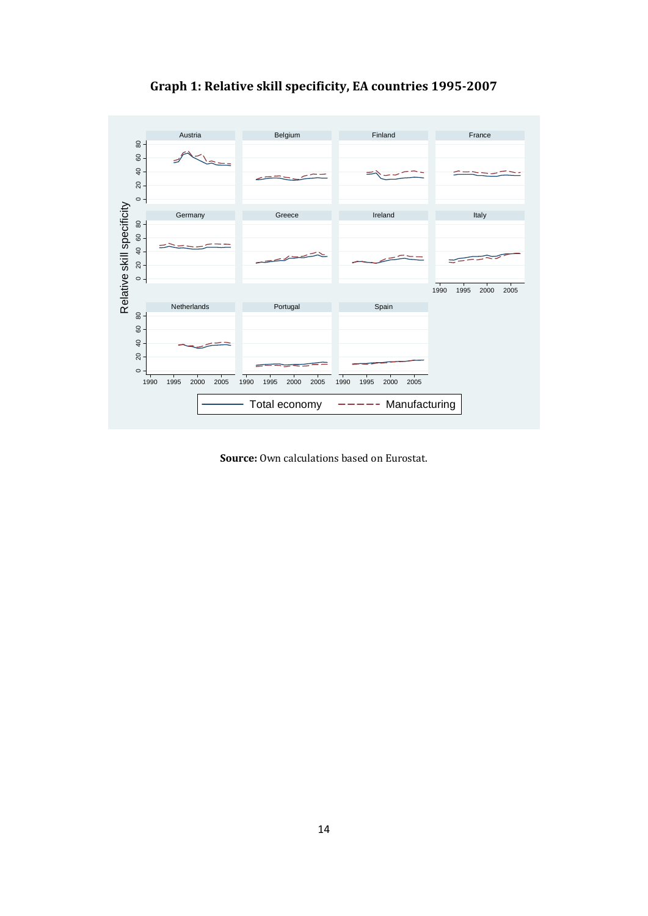**Graph 1: Relative skill specificity, EA countries 1995-2007**

**Source:** Own calculations based on Eurostat.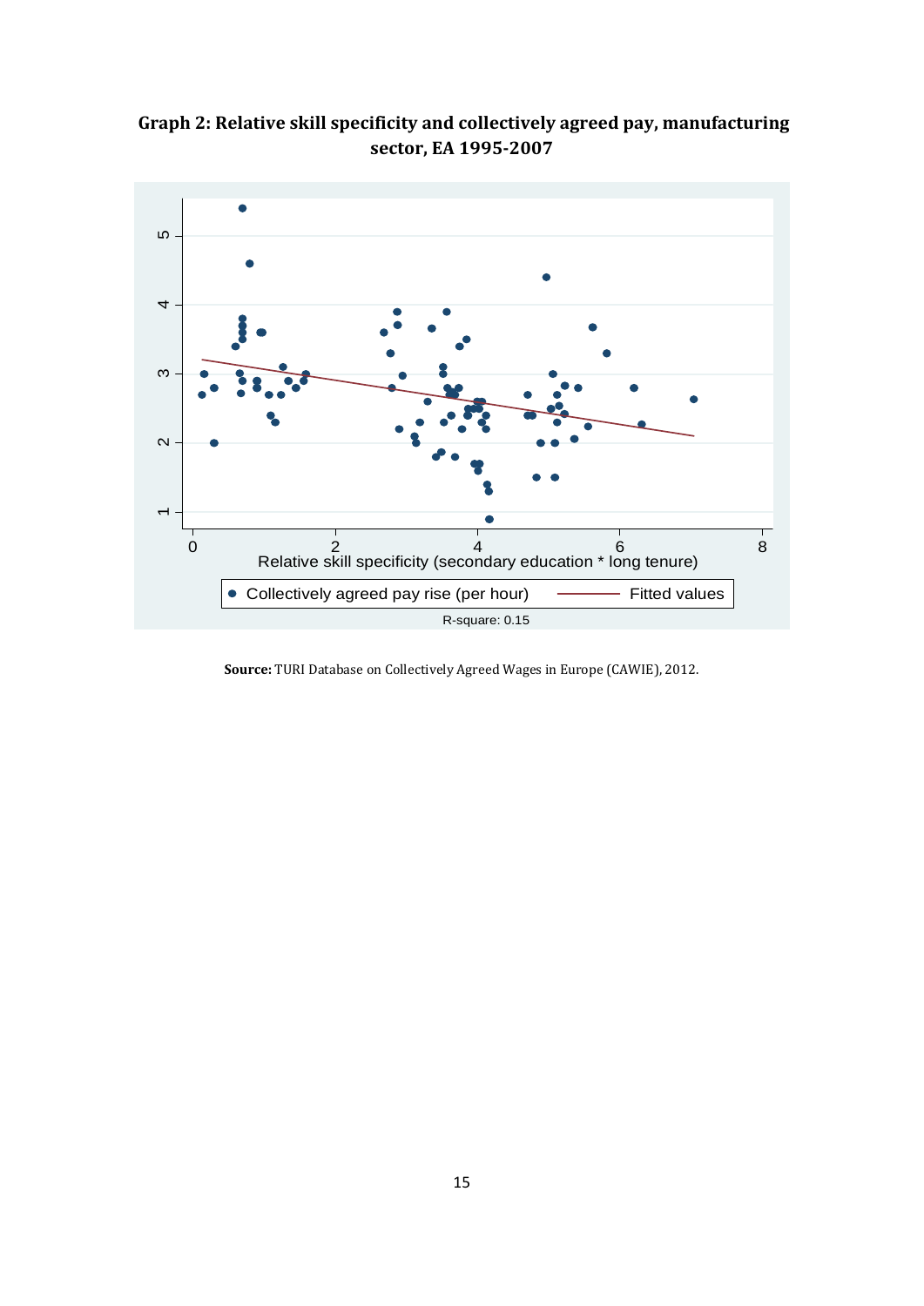**Graph 2: Relative skill specificity and collectively agreed pay, manufacturing sector, EA 1995-2007**

**Source:** TURI Database on Collectively Agreed Wages in Europe (CAWIE), 2012.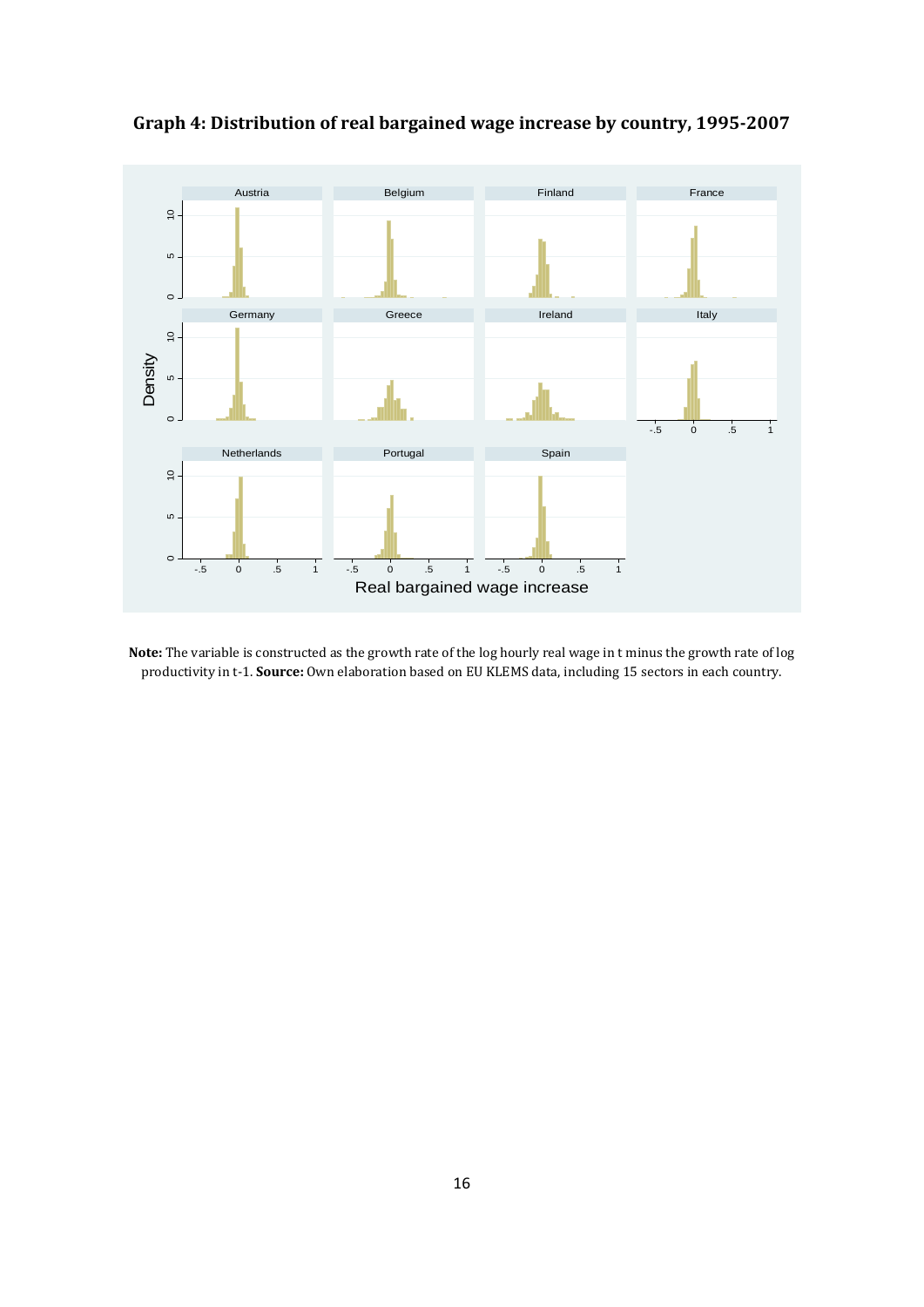**Graph 4: Distribution of real bargained wage increase by country, 1995-2007**

**Note:** The variable is constructed as the growth rate of the log hourly real wage in t minus the growth rate of log productivity in t-1. **Source:** Own elaboration based on EU KLEMS data, including 15 sectors in each country.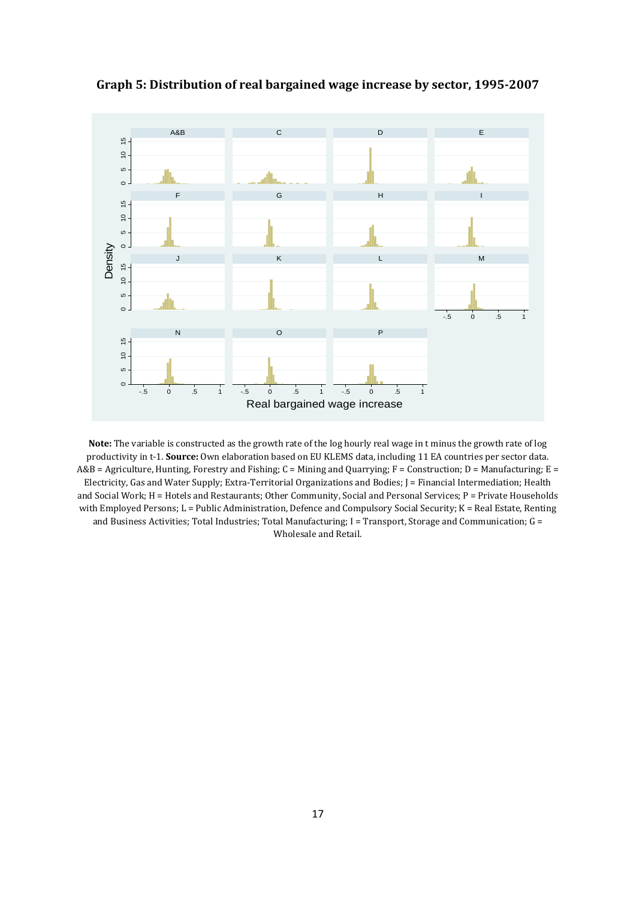**Graph 5: Distribution of real bargained wage increase by sector, 1995-2007**

**Note:** The variable is constructed as the growth rate of the log hourly real wage in t minus the growth rate of log productivity in t-1. **Source:** Own elaboration based on EU KLEMS data, including 11 EA countries per sector data. A&B = Agriculture, Hunting, Forestry and Fishing; C = Mining and Quarrying; F = Construction; D = Manufacturing; E = Electricity, Gas and Water Supply; Extra-Territorial Organizations and Bodies; J = Financial Intermediation; Health and Social Work; H = Hotels and Restaurants; Other Community, Social and Personal Services; P = Private Households with Employed Persons; L = Public Administration, Defence and Compulsory Social Security; K = Real Estate, Renting and Business Activities; Total Industries; Total Manufacturing; I = Transport, Storage and Communication; G = Wholesale and Retail.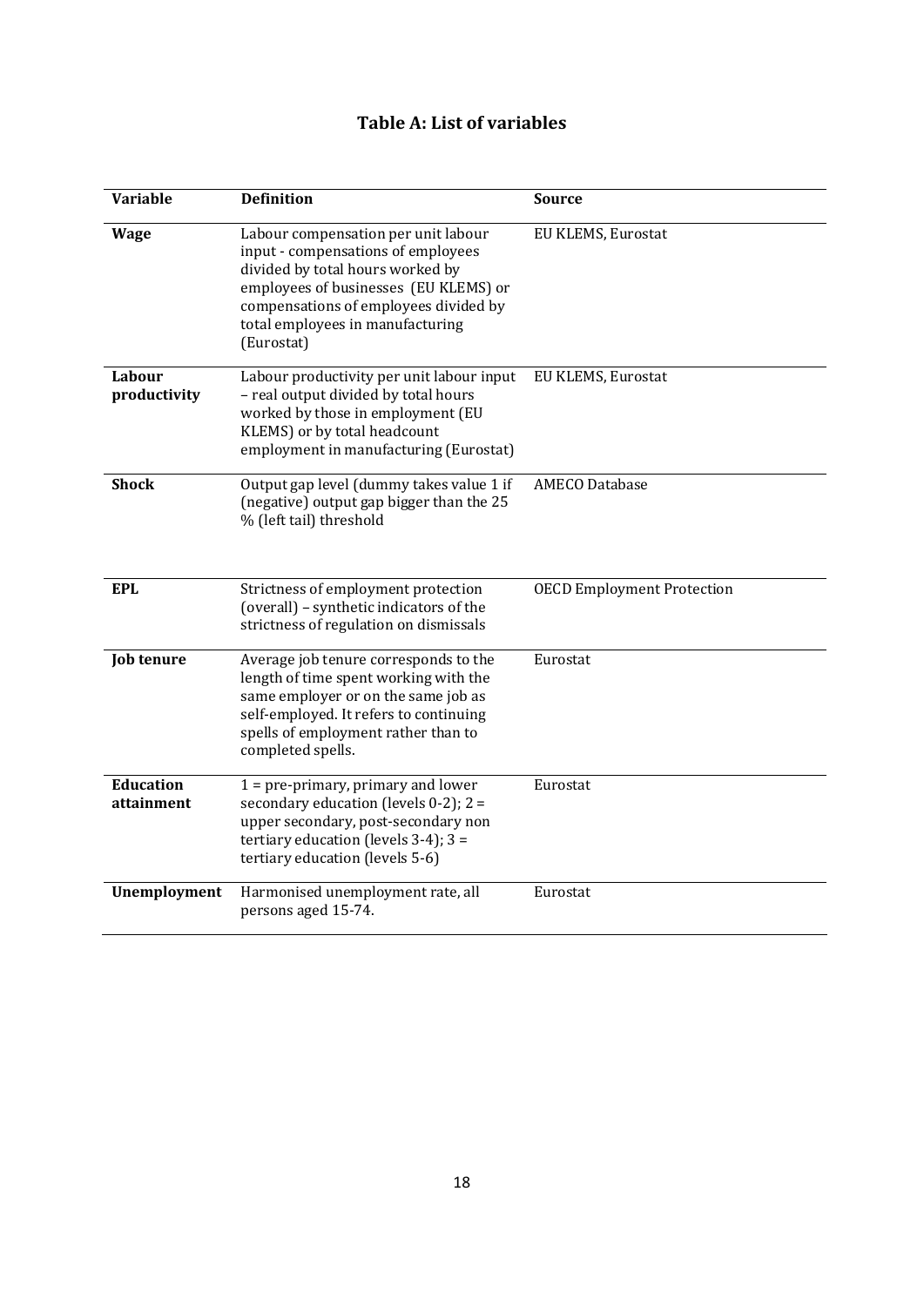## Table A: List of variables

| Variable | Definition | Source |
|---|---|---|
| **Wage** | Labour compensation per unit labour input - compensations of employees divided by total hours worked by employees of businesses (EU KLEMS) or compensations of employees divided by total employees in manufacturing (Eurostat) | EU KLEMS, Eurostat |
| **Labour productivity** | Labour productivity per unit labour input – real output divided by total hours worked by those in employment (EU KLEMS) or by total headcount employment in manufacturing (Eurostat) | EU KLEMS, Eurostat |
| **Shock** | Output gap level (dummy takes value 1 if (negative) output gap bigger than the 25 % (left tail) threshold | AMECO Database |
| **EPL** | Strictness of employment protection (overall) – synthetic indicators of the strictness of regulation on dismissals | OECD Employment Protection |
| **Job tenure** | Average job tenure corresponds to the length of time spent working with the same employer or on the same job as self-employed. It refers to continuing spells of employment rather than to completed spells. | Eurostat |
| **Education attainment** | 1 = pre-primary, primary and lower secondary education (levels 0-2); 2 = upper secondary, post-secondary non tertiary education (levels 3-4); 3 = tertiary education (levels 5-6) | Eurostat |
| **Unemployment** | Harmonised unemployment rate, all persons aged 15-74. | Eurostat |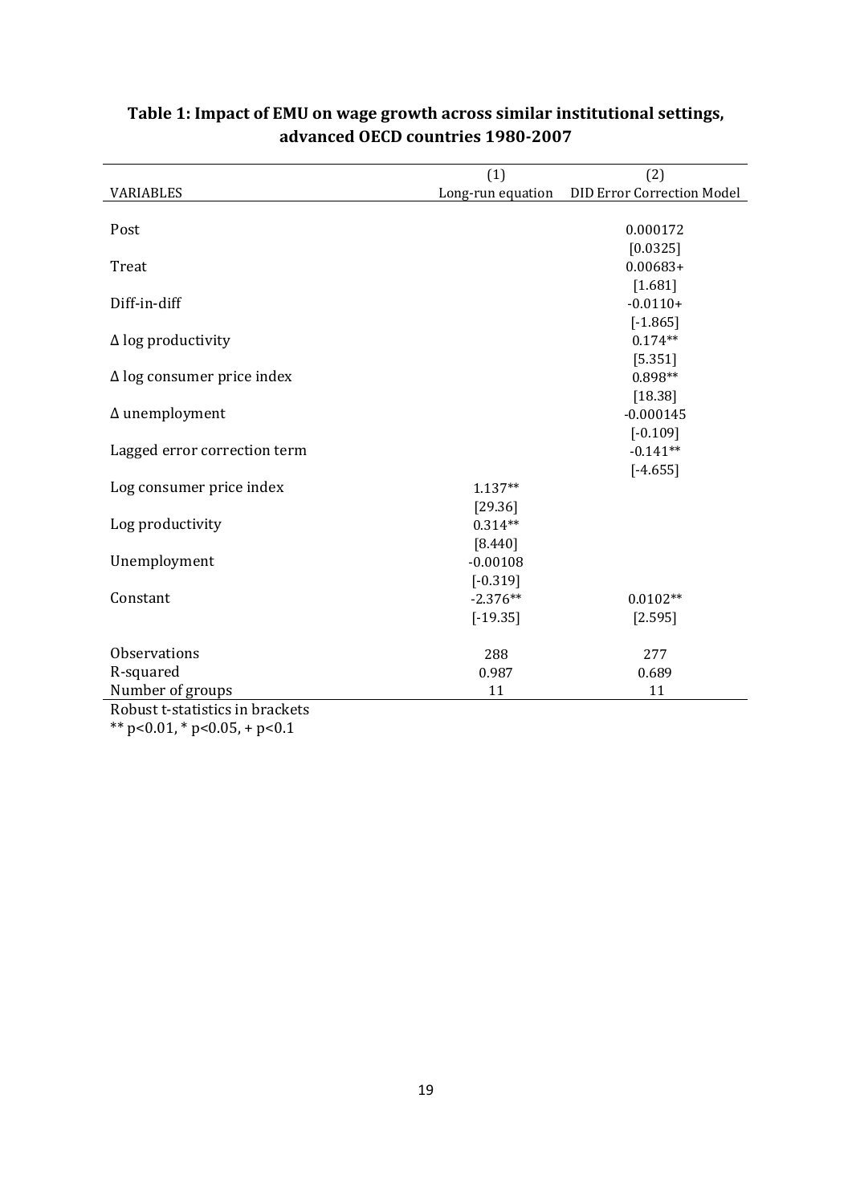**Table 1: Impact of EMU on wage growth across similar institutional settings, advanced OECD countries 1980-2007**

| | (1) | (2) |
|---|---|---|
| VARIABLES | Long-run equation | DID Error Correction Model |
| Post | | 0.000172 |
| | | [0.0325] |
| Treat | | 0.00683+ |
| | | [1.681] |
| Diff-in-diff | | -0.0110+ |
| | | [-1.865] |
| Δ log productivity | | 0.174** |
| | | [5.351] |
| Δ log consumer price index | | 0.898** |
| | | [18.38] |
| Δ unemployment | | -0.000145 |
| | | [-0.109] |
| Lagged error correction term | | -0.141** |
| | | [-4.655] |
| Log consumer price index | 1.137** | |
| | [29.36] | |
| Log productivity | 0.314** | |
| | [8.440] | |
| Unemployment | -0.00108 | |
| | [-0.319] | |
| Constant | -2.376** | 0.0102** |
| | [-19.35] | [2.595] |
| Observations | 288 | 277 |
| R-squared | 0.987 | 0.689 |
| Number of groups | 11 | 11 |

Robust t-statistics in brackets

** p<0.01, * p<0.05, + p<0.1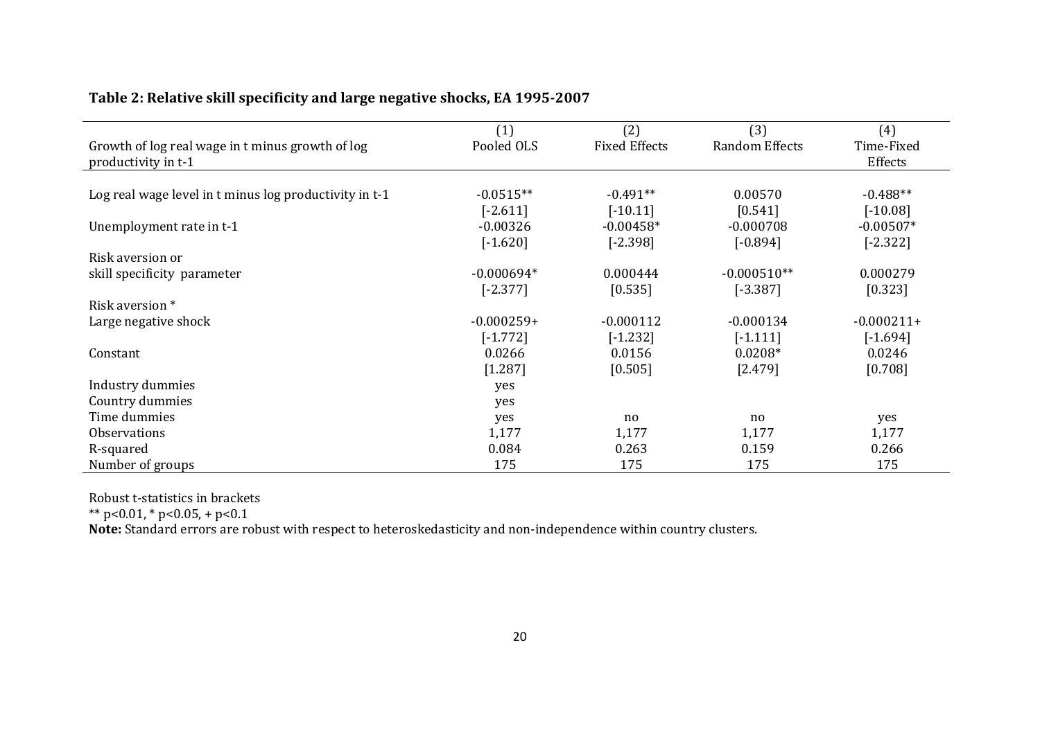**Table 2: Relative skill specificity and large negative shocks, EA 1995-2007**

| Growth of log real wage in t minus growth of log productivity in t-1 | (1) Pooled OLS | (2) Fixed Effects | (3) Random Effects | (4) Time-Fixed Effects |
|---|---|---|---|---|
| Log real wage level in t minus log productivity in t-1 | -0.0515** | -0.491** | 0.00570 | -0.488** |
| | [-2.611] | [-10.11] | [0.541] | [-10.08] |
| Unemployment rate in t-1 | -0.00326 | -0.00458* | -0.000708 | -0.00507* |
| | [-1.620] | [-2.398] | [-0.894] | [-2.322] |
| Risk aversion or skill specificity parameter | -0.000694* | 0.000444 | -0.000510** | 0.000279 |
| | [-2.377] | [0.535] | [-3.387] | [0.323] |
| Risk aversion * Large negative shock | -0.000259+ | -0.000112 | -0.000134 | -0.000211+ |
| | [-1.772] | [-1.232] | [-1.111] | [-1.694] |
| Constant | 0.0266 | 0.0156 | 0.0208* | 0.0246 |
| | [1.287] | [0.505] | [2.479] | [0.708] |
| Industry dummies | yes | | | |
| Country dummies | yes | | | |
| Time dummies | yes | no | no | yes |
| Observations | 1,177 | 1,177 | 1,177 | 1,177 |
| R-squared | 0.084 | 0.263 | 0.159 | 0.266 |
| Number of groups | 175 | 175 | 175 | 175 |

Robust t-statistics in brackets

** p<0.01, * p<0.05, + p<0.1

**Note:** Standard errors are robust with respect to heteroskedasticity and non-independence within country clusters.